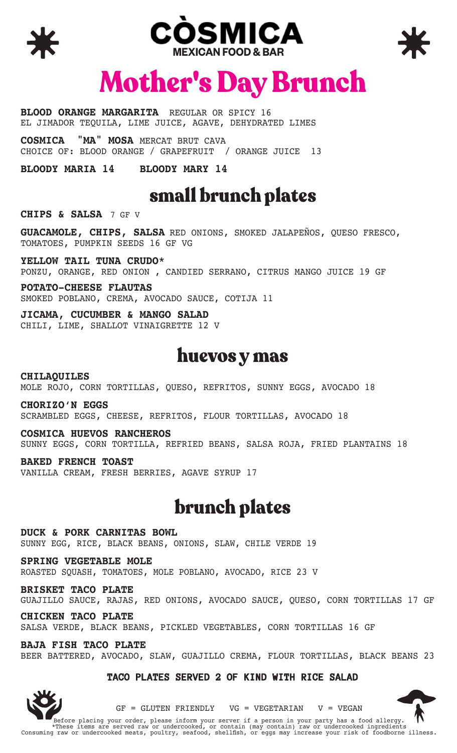# CÒSMICA

MEXICAN FOOD & BAR

# Mother's Day Brunch

**BLOOD ORANGE MARGARITA** REGULAR OR SPICY 16
EL JIMADOR TEQUILA, LIME JUICE, AGAVE, DEHYDRATED LIMES

**COSMICA "MA" MOSA** MERCAT BRUT CAVA
CHOICE OF: BLOOD ORANGE / GRAPEFRUIT / ORANGE JUICE 13

**BLOODY MARIA 14** **BLOODY MARY 14**

## small brunch plates

**CHIPS & SALSA** 7 GF V

**GUACAMOLE, CHIPS, SALSA** RED ONIONS, SMOKED JALAPEÑOS, QUESO FRESCO, TOMATOES, PUMPKIN SEEDS 16 GF VG

**YELLOW TAIL TUNA CRUDO***
PONZU, ORANGE, RED ONION , CANDIED SERRANO, CITRUS MANGO JUICE 19 GF

**POTATO-CHEESE FLAUTAS**
SMOKED POBLANO, CREMA, AVOCADO SAUCE, COTIJA 11

**JICAMA, CUCUMBER & MANGO SALAD**
CHILI, LIME, SHALLOT VINAIGRETTE 12 V

## huevos y mas

**CHILAQUILES**
MOLE ROJO, CORN TORTILLAS, QUESO, REFRITOS, SUNNY EGGS, AVOCADO 18

**CHORIZO'N EGGS**
SCRAMBLED EGGS, CHEESE, REFRITOS, FLOUR TORTILLAS, AVOCADO 18

**COSMICA HUEVOS RANCHEROS**
SUNNY EGGS, CORN TORTILLA, REFRIED BEANS, SALSA ROJA, FRIED PLANTAINS 18

**BAKED FRENCH TOAST**
VANILLA CREAM, FRESH BERRIES, AGAVE SYRUP 17

## brunch plates

**DUCK & PORK CARNITAS BOWL**
SUNNY EGG, RICE, BLACK BEANS, ONIONS, SLAW, CHILE VERDE 19

**SPRING VEGETABLE MOLE**
ROASTED SQUASH, TOMATOES, MOLE POBLANO, AVOCADO, RICE 23 V

**BRISKET TACO PLATE**
GUAJILLO SAUCE, RAJAS, RED ONIONS, AVOCADO SAUCE, QUESO, CORN TORTILLAS 17 GF

**CHICKEN TACO PLATE**
SALSA VERDE, BLACK BEANS, PICKLED VEGETABLES, CORN TORTILLAS 16 GF

**BAJA FISH TACO PLATE**
BEER BATTERED, AVOCADO, SLAW, GUAJILLO CREMA, FLOUR TORTILLAS, BLACK BEANS 23

**TACO PLATES SERVED 2 OF KIND WITH RICE SALAD**

GF = GLUTEN FRIENDLY VG = VEGETARIAN V = VEGAN

Before placing your order, please inform your server if a person in your party has a food allergy.
*These items are served raw or undercooked, or contain (may contain) raw or undercooked ingredients
Consuming raw or undercooked meats, poultry, seafood, shellfish, or eggs may increase your risk of foodborne illness.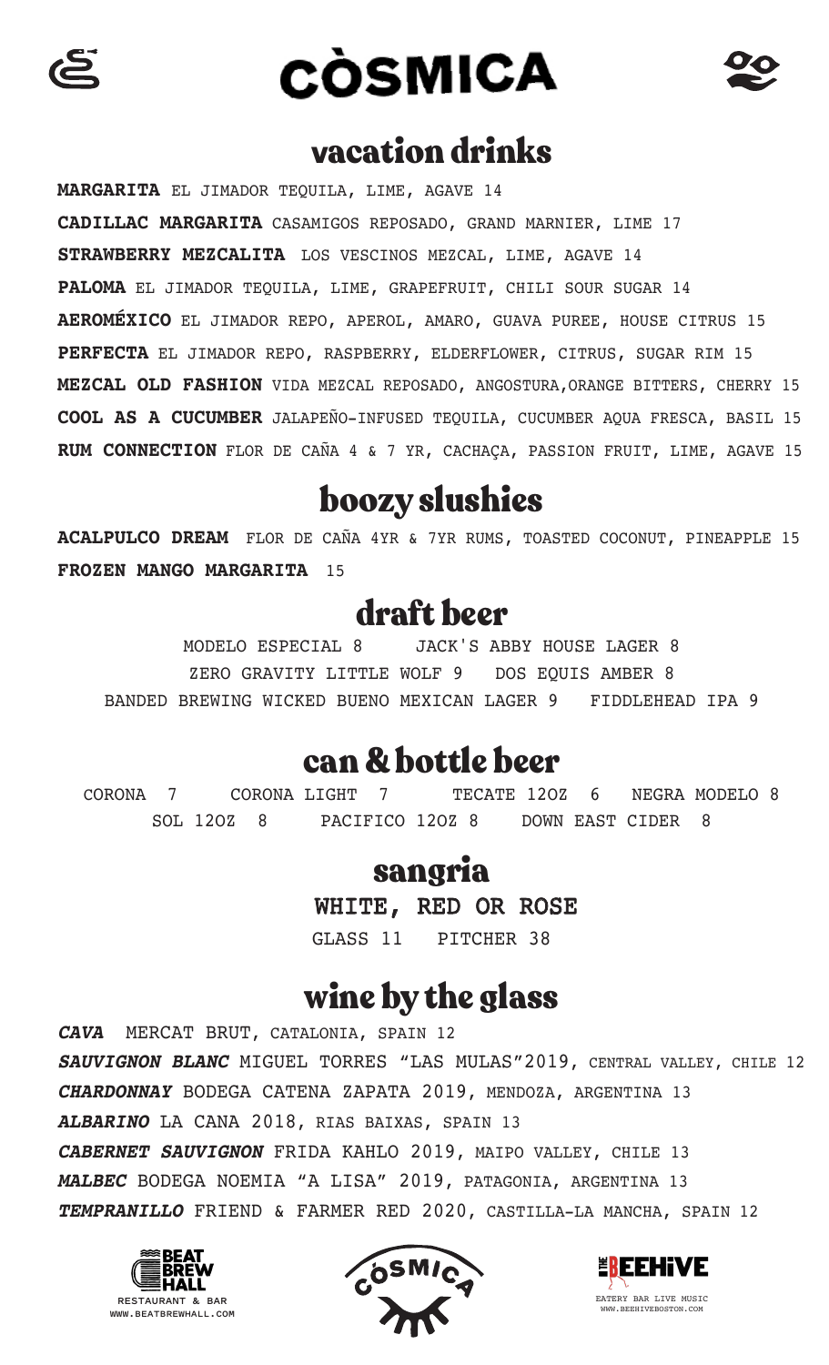# CÒSMICA

## vacation drinks

**MARGARITA** EL JIMADOR TEQUILA, LIME, AGAVE 14

**CADILLAC MARGARITA** CASAMIGOS REPOSADO, GRAND MARNIER, LIME 17

**STRAWBERRY MEZCALITA** LOS VESCINOS MEZCAL, LIME, AGAVE 14

**PALOMA** EL JIMADOR TEQUILA, LIME, GRAPEFRUIT, CHILI SOUR SUGAR 14

**AEROMÉXICO** EL JIMADOR REPO, APEROL, AMARO, GUAVA PUREE, HOUSE CITRUS 15

**PERFECTA** EL JIMADOR REPO, RASPBERRY, ELDERFLOWER, CITRUS, SUGAR RIM 15

**MEZCAL OLD FASHION** VIDA MEZCAL REPOSADO, ANGOSTURA,ORANGE BITTERS, CHERRY 15

**COOL AS A CUCUMBER** JALAPEÑO-INFUSED TEQUILA, CUCUMBER AQUA FRESCA, BASIL 15

**RUM CONNECTION** FLOR DE CAÑA 4 & 7 YR, CACHAÇA, PASSION FRUIT, LIME, AGAVE 15

## boozy slushies

**ACALPULCO DREAM** FLOR DE CAÑA 4YR & 7YR RUMS, TOASTED COCONUT, PINEAPPLE 15

**FROZEN MANGO MARGARITA** 15

## draft beer

MODELO ESPECIAL 8 JACK'S ABBY HOUSE LAGER 8

ZERO GRAVITY LITTLE WOLF 9 DOS EQUIS AMBER 8

BANDED BREWING WICKED BUENO MEXICAN LAGER 9 FIDDLEHEAD IPA 9

## can & bottle beer

CORONA 7 CORONA LIGHT 7 TECATE 12OZ 6 NEGRA MODELO 8

SOL 12OZ 8 PACIFICO 12OZ 8 DOWN EAST CIDER 8

## sangria

WHITE, RED OR ROSE

GLASS 11 PITCHER 38

## wine by the glass

***CAVA*** MERCAT BRUT, CATALONIA, SPAIN 12

***SAUVIGNON BLANC*** MIGUEL TORRES "LAS MULAS"2019, CENTRAL VALLEY, CHILE 12

***CHARDONNAY*** BODEGA CATENA ZAPATA 2019, MENDOZA, ARGENTINA 13

***ALBARINO*** LA CANA 2018, RIAS BAIXAS, SPAIN 13

***CABERNET SAUVIGNON*** FRIDA KAHLO 2019, MAIPO VALLEY, CHILE 13

***MALBEC*** BODEGA NOEMIA "A LISA" 2019, PATAGONIA, ARGENTINA 13

***TEMPRANILLO*** FRIEND & FARMER RED 2020, CASTILLA-LA MANCHA, SPAIN 12

BEAT BREW HALL RESTAURANT & BAR WWW.BEATBREWHALL.COM

CÒSMICA

THE BEEHIVE EATERY BAR LIVE MUSIC WWW.BEEHIVEBOSTON.COM